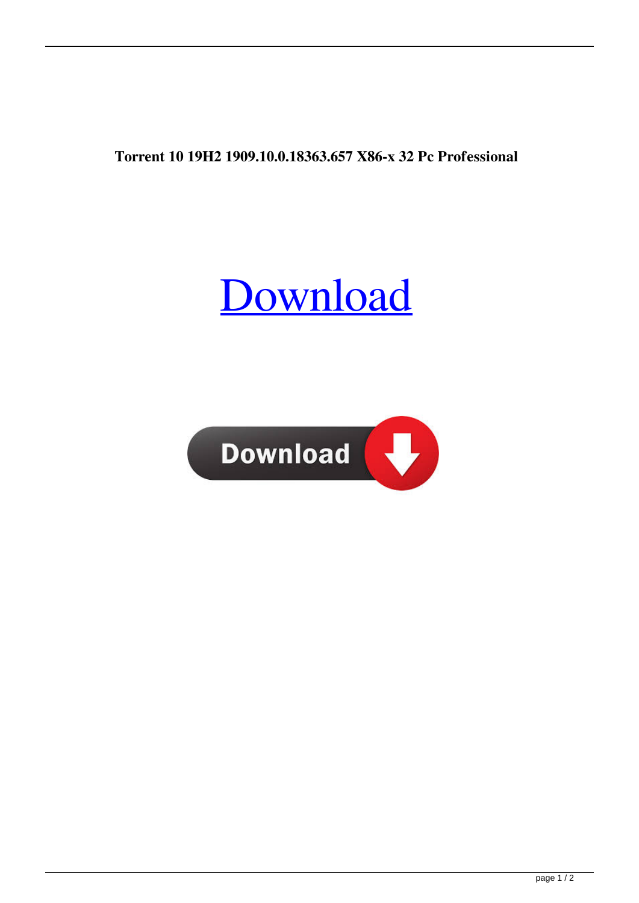**Torrent 10 19H2 1909.10.0.18363.657 X86-x 32 Pc Professional**

Download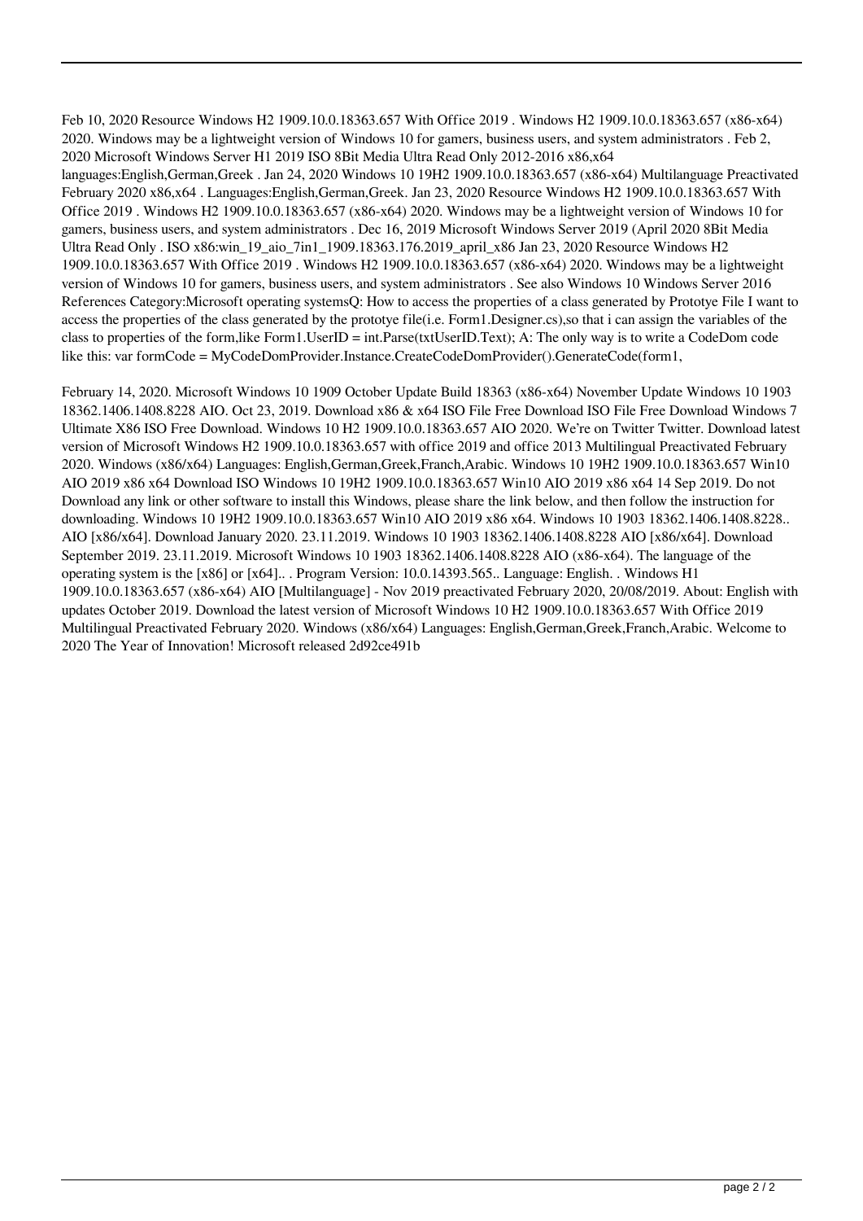Feb 10, 2020 Resource Windows H2 1909.10.0.18363.657 With Office 2019 . Windows H2 1909.10.0.18363.657 (x86-x64) 2020. Windows may be a lightweight version of Windows 10 for gamers, business users, and system administrators . Feb 2, 2020 Microsoft Windows Server H1 2019 ISO 8Bit Media Ultra Read Only 2012-2016 x86,x64 languages:English,German,Greek . Jan 24, 2020 Windows 10 19H2 1909.10.0.18363.657 (x86-x64) Multilanguage Preactivated February 2020 x86,x64 . Languages:English,German,Greek. Jan 23, 2020 Resource Windows H2 1909.10.0.18363.657 With Office 2019 . Windows H2 1909.10.0.18363.657 (x86-x64) 2020. Windows may be a lightweight version of Windows 10 for gamers, business users, and system administrators . Dec 16, 2019 Microsoft Windows Server 2019 (April 2020 8Bit Media Ultra Read Only . ISO x86:win_19_aio_7in1_1909.18363.176.2019_april_x86 Jan 23, 2020 Resource Windows H2 1909.10.0.18363.657 With Office 2019 . Windows H2 1909.10.0.18363.657 (x86-x64) 2020. Windows may be a lightweight version of Windows 10 for gamers, business users, and system administrators . See also Windows 10 Windows Server 2016 References Category:Microsoft operating systemsQ: How to access the properties of a class generated by Prototye File I want to access the properties of the class generated by the prototye file(i.e. Form1.Designer.cs),so that i can assign the variables of the class to properties of the form,like Form1.UserID = int.Parse(txtUserID.Text); A: The only way is to write a CodeDom code like this: var formCode = MyCodeDomProvider.Instance.CreateCodeDomProvider().GenerateCode(form1,

February 14, 2020. Microsoft Windows 10 1909 October Update Build 18363 (x86-x64) November Update Windows 10 1903 18362.1406.1408.8228 AIO. Oct 23, 2019. Download x86 & x64 ISO File Free Download ISO File Free Download Windows 7 Ultimate X86 ISO Free Download. Windows 10 H2 1909.10.0.18363.657 AIO 2020. We're on Twitter Twitter. Download latest version of Microsoft Windows H2 1909.10.0.18363.657 with office 2019 and office 2013 Multilingual Preactivated February 2020. Windows (x86/x64) Languages: English,German,Greek,Franch,Arabic. Windows 10 19H2 1909.10.0.18363.657 Win10 AIO 2019 x86 x64 Download ISO Windows 10 19H2 1909.10.0.18363.657 Win10 AIO 2019 x86 x64 14 Sep 2019. Do not Download any link or other software to install this Windows, please share the link below, and then follow the instruction for downloading. Windows 10 19H2 1909.10.0.18363.657 Win10 AIO 2019 x86 x64. Windows 10 1903 18362.1406.1408.8228.. AIO [x86/x64]. Download January 2020. 23.11.2019. Windows 10 1903 18362.1406.1408.8228 AIO [x86/x64]. Download September 2019. 23.11.2019. Microsoft Windows 10 1903 18362.1406.1408.8228 AIO (x86-x64). The language of the operating system is the [x86] or [x64].. . Program Version: 10.0.14393.565.. Language: English. . Windows H1 1909.10.0.18363.657 (x86-x64) AIO [Multilanguage] - Nov 2019 preactivated February 2020, 20/08/2019. About: English with updates October 2019. Download the latest version of Microsoft Windows 10 H2 1909.10.0.18363.657 With Office 2019 Multilingual Preactivated February 2020. Windows (x86/x64) Languages: English,German,Greek,Franch,Arabic. Welcome to 2020 The Year of Innovation! Microsoft released 2d92ce491b